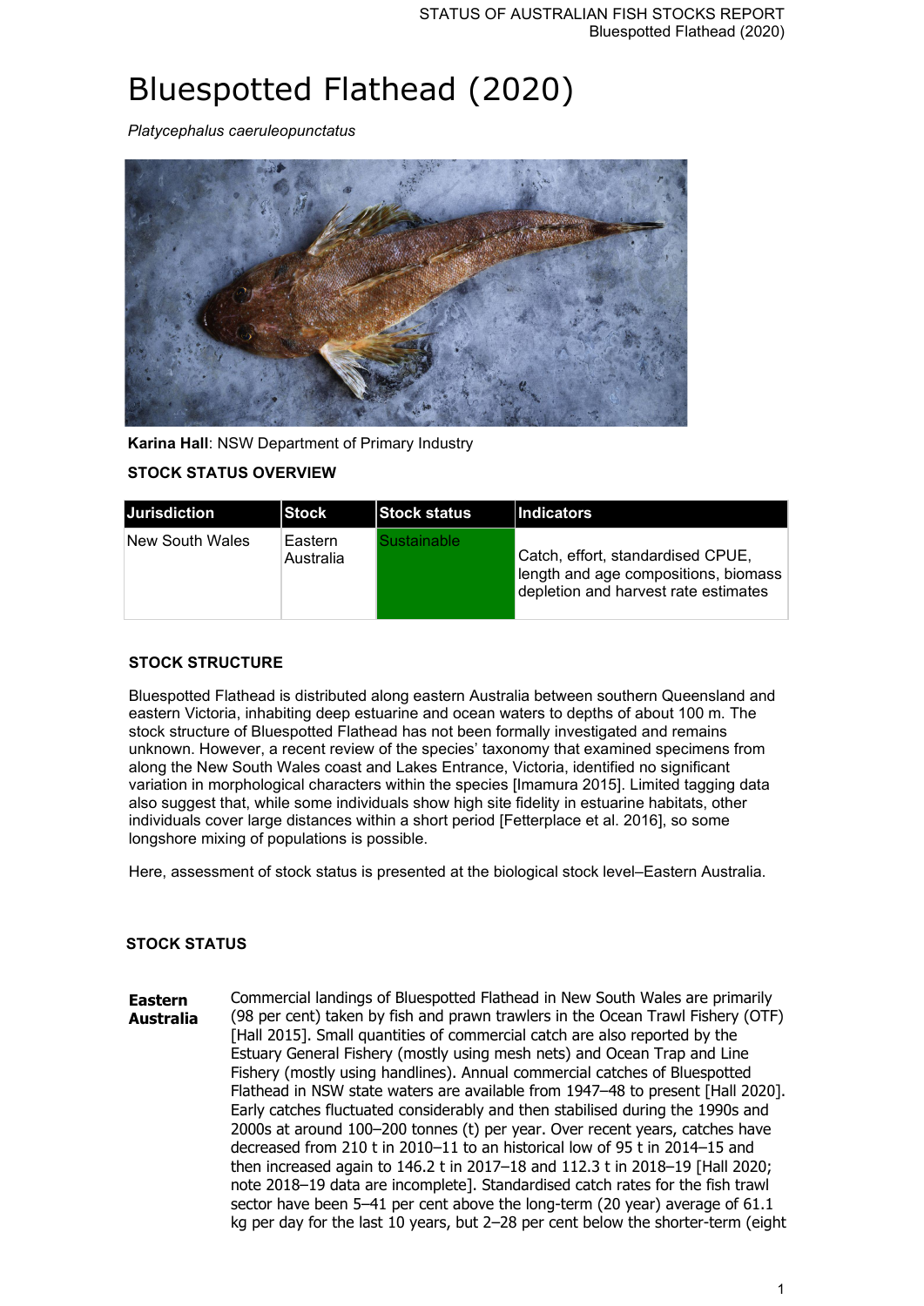# Bluespotted Flathead (2020)

*Platycephalus caeruleopunctatus*

**Karina Hall**: NSW Department of Primary Industry

### STOCK STATUS OVERVIEW

| Jurisdiction | Stock | Stock status | Indicators |
|---|---|---|---|
| New South Wales | Eastern Australia | Sustainable | Catch, effort, standardised CPUE, length and age compositions, biomass depletion and harvest rate estimates |

### STOCK STRUCTURE

Bluespotted Flathead is distributed along eastern Australia between southern Queensland and eastern Victoria, inhabiting deep estuarine and ocean waters to depths of about 100 m. The stock structure of Bluespotted Flathead has not been formally investigated and remains unknown. However, a recent review of the species' taxonomy that examined specimens from along the New South Wales coast and Lakes Entrance, Victoria, identified no significant variation in morphological characters within the species [Imamura 2015]. Limited tagging data also suggest that, while some individuals show high site fidelity in estuarine habitats, other individuals cover large distances within a short period [Fetterplace et al. 2016], so some longshore mixing of populations is possible.

Here, assessment of stock status is presented at the biological stock level–Eastern Australia.

### STOCK STATUS

**Eastern Australia**

Commercial landings of Bluespotted Flathead in New South Wales are primarily (98 per cent) taken by fish and prawn trawlers in the Ocean Trawl Fishery (OTF) [Hall 2015]. Small quantities of commercial catch are also reported by the Estuary General Fishery (mostly using mesh nets) and Ocean Trap and Line Fishery (mostly using handlines). Annual commercial catches of Bluespotted Flathead in NSW state waters are available from 1947–48 to present [Hall 2020]. Early catches fluctuated considerably and then stabilised during the 1990s and 2000s at around 100–200 tonnes (t) per year. Over recent years, catches have decreased from 210 t in 2010–11 to an historical low of 95 t in 2014–15 and then increased again to 146.2 t in 2017–18 and 112.3 t in 2018–19 [Hall 2020; note 2018–19 data are incomplete]. Standardised catch rates for the fish trawl sector have been 5–41 per cent above the long-term (20 year) average of 61.1 kg per day for the last 10 years, but 2–28 per cent below the shorter-term (eight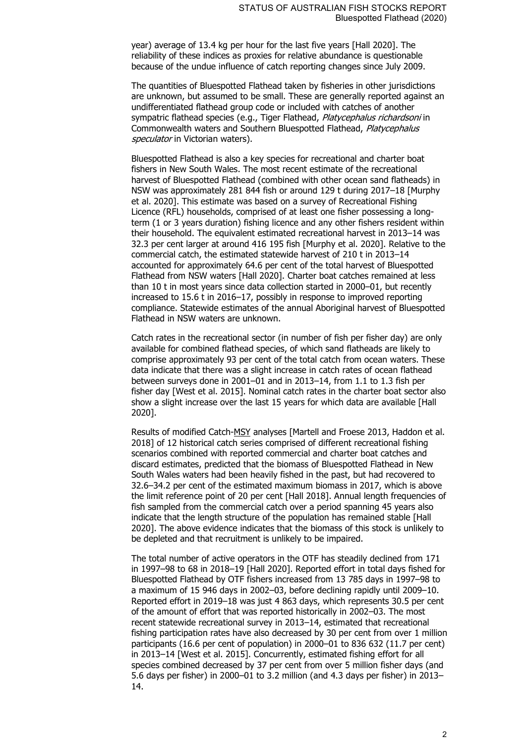year) average of 13.4 kg per hour for the last five years [Hall 2020]. The reliability of these indices as proxies for relative abundance is questionable because of the undue influence of catch reporting changes since July 2009.

The quantities of Bluespotted Flathead taken by fisheries in other jurisdictions are unknown, but assumed to be small. These are generally reported against an undifferentiated flathead group code or included with catches of another sympatric flathead species (e.g., Tiger Flathead, *Platycephalus richardsoni* in Commonwealth waters and Southern Bluespotted Flathead, *Platycephalus speculator* in Victorian waters).

Bluespotted Flathead is also a key species for recreational and charter boat fishers in New South Wales. The most recent estimate of the recreational harvest of Bluespotted Flathead (combined with other ocean sand flatheads) in NSW was approximately 281 844 fish or around 129 t during 2017–18 [Murphy et al. 2020]. This estimate was based on a survey of Recreational Fishing Licence (RFL) households, comprised of at least one fisher possessing a long-term (1 or 3 years duration) fishing licence and any other fishers resident within their household. The equivalent estimated recreational harvest in 2013–14 was 32.3 per cent larger at around 416 195 fish [Murphy et al. 2020]. Relative to the commercial catch, the estimated statewide harvest of 210 t in 2013–14 accounted for approximately 64.6 per cent of the total harvest of Bluespotted Flathead from NSW waters [Hall 2020]. Charter boat catches remained at less than 10 t in most years since data collection started in 2000–01, but recently increased to 15.6 t in 2016–17, possibly in response to improved reporting compliance. Statewide estimates of the annual Aboriginal harvest of Bluespotted Flathead in NSW waters are unknown.

Catch rates in the recreational sector (in number of fish per fisher day) are only available for combined flathead species, of which sand flatheads are likely to comprise approximately 93 per cent of the total catch from ocean waters. These data indicate that there was a slight increase in catch rates of ocean flathead between surveys done in 2001–01 and in 2013–14, from 1.1 to 1.3 fish per fisher day [West et al. 2015]. Nominal catch rates in the charter boat sector also show a slight increase over the last 15 years for which data are available [Hall 2020].

Results of modified Catch-MSY analyses [Martell and Froese 2013, Haddon et al. 2018] of 12 historical catch series comprised of different recreational fishing scenarios combined with reported commercial and charter boat catches and discard estimates, predicted that the biomass of Bluespotted Flathead in New South Wales waters had been heavily fished in the past, but had recovered to 32.6–34.2 per cent of the estimated maximum biomass in 2017, which is above the limit reference point of 20 per cent [Hall 2018]. Annual length frequencies of fish sampled from the commercial catch over a period spanning 45 years also indicate that the length structure of the population has remained stable [Hall 2020]. The above evidence indicates that the biomass of this stock is unlikely to be depleted and that recruitment is unlikely to be impaired.

The total number of active operators in the OTF has steadily declined from 171 in 1997–98 to 68 in 2018–19 [Hall 2020]. Reported effort in total days fished for Bluespotted Flathead by OTF fishers increased from 13 785 days in 1997–98 to a maximum of 15 946 days in 2002–03, before declining rapidly until 2009–10. Reported effort in 2019–18 was just 4 863 days, which represents 30.5 per cent of the amount of effort that was reported historically in 2002–03. The most recent statewide recreational survey in 2013–14, estimated that recreational fishing participation rates have also decreased by 30 per cent from over 1 million participants (16.6 per cent of population) in 2000–01 to 836 632 (11.7 per cent) in 2013–14 [West et al. 2015]. Concurrently, estimated fishing effort for all species combined decreased by 37 per cent from over 5 million fisher days (and 5.6 days per fisher) in 2000–01 to 3.2 million (and 4.3 days per fisher) in 2013–14.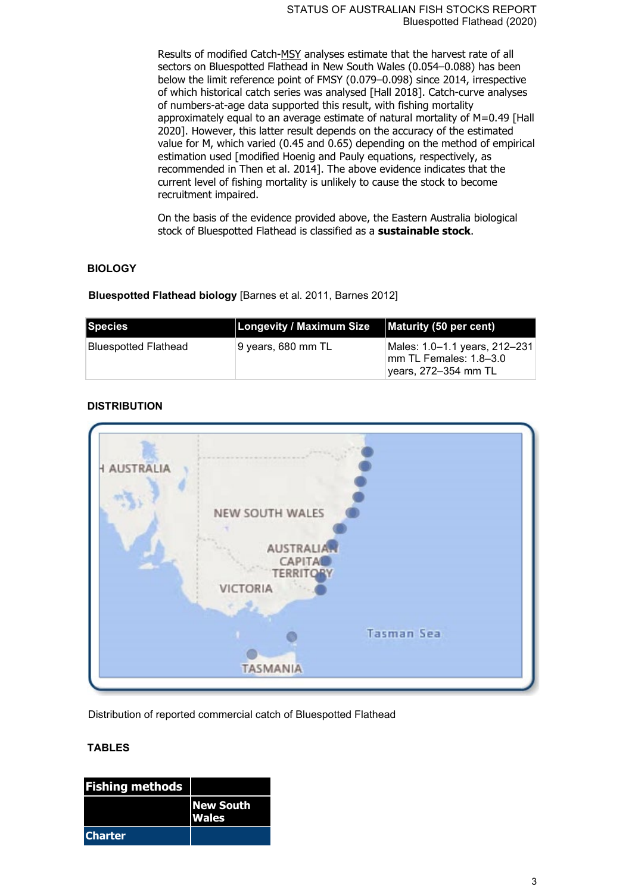Results of modified Catch-MSY analyses estimate that the harvest rate of all sectors on Bluespotted Flathead in New South Wales (0.054–0.088) has been below the limit reference point of FMSY (0.079–0.098) since 2014, irrespective of which historical catch series was analysed [Hall 2018]. Catch-curve analyses of numbers-at-age data supported this result, with fishing mortality approximately equal to an average estimate of natural mortality of M=0.49 [Hall 2020]. However, this latter result depends on the accuracy of the estimated value for M, which varied (0.45 and 0.65) depending on the method of empirical estimation used [modified Hoenig and Pauly equations, respectively, as recommended in Then et al. 2014]. The above evidence indicates that the current level of fishing mortality is unlikely to cause the stock to become recruitment impaired.

On the basis of the evidence provided above, the Eastern Australia biological stock of Bluespotted Flathead is classified as a **sustainable stock**.

## BIOLOGY

**Bluespotted Flathead biology** [Barnes et al. 2011, Barnes 2012]

| Species | Longevity / Maximum Size | Maturity (50 per cent) |
| --- | --- | --- |
| Bluespotted Flathead | 9 years, 680 mm TL | Males: 1.0–1.1 years, 212–231 mm TL Females: 1.8–3.0 years, 272–354 mm TL |

## DISTRIBUTION

Distribution of reported commercial catch of Bluespotted Flathead

## TABLES

| Fishing methods | |
| --- | --- |
| | New South Wales |
| Charter | |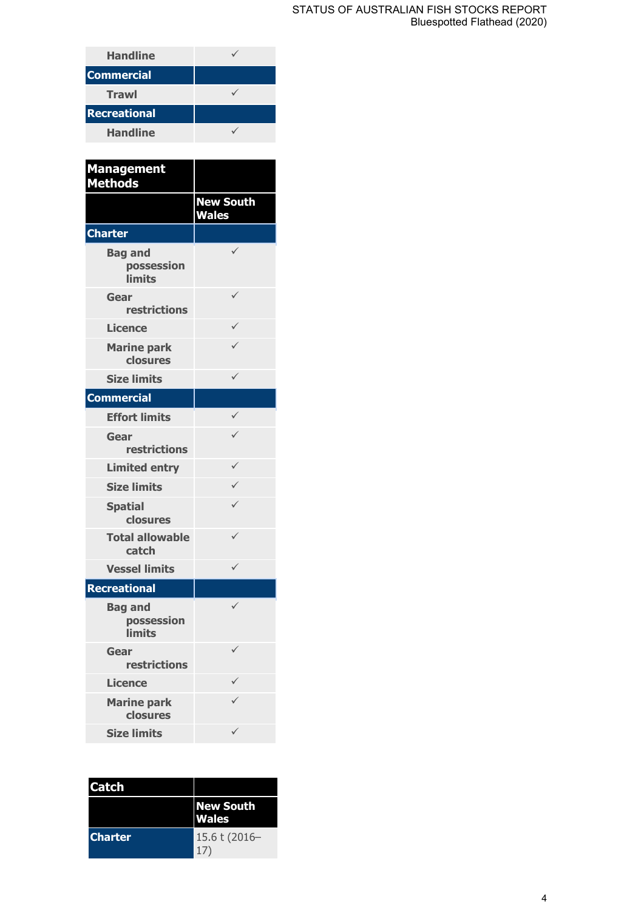| | |
|---|---|
| Handline | ✓ |
| **Commercial** | |
| Trawl | ✓ |
| **Recreational** | |
| Handline | ✓ |

| Management Methods | |
|---|---|
| | New South Wales |
| **Charter** | |
| Bag and possession limits | ✓ |
| Gear restrictions | ✓ |
| Licence | ✓ |
| Marine park closures | ✓ |
| Size limits | ✓ |
| **Commercial** | |
| Effort limits | ✓ |
| Gear restrictions | ✓ |
| Limited entry | ✓ |
| Size limits | ✓ |
| Spatial closures | ✓ |
| Total allowable catch | ✓ |
| Vessel limits | ✓ |
| **Recreational** | |
| Bag and possession limits | ✓ |
| Gear restrictions | ✓ |
| Licence | ✓ |
| Marine park closures | ✓ |
| Size limits | ✓ |

| Catch | |
|---|---|
| | New South Wales |
| **Charter** | 15.6 t (2016–17) |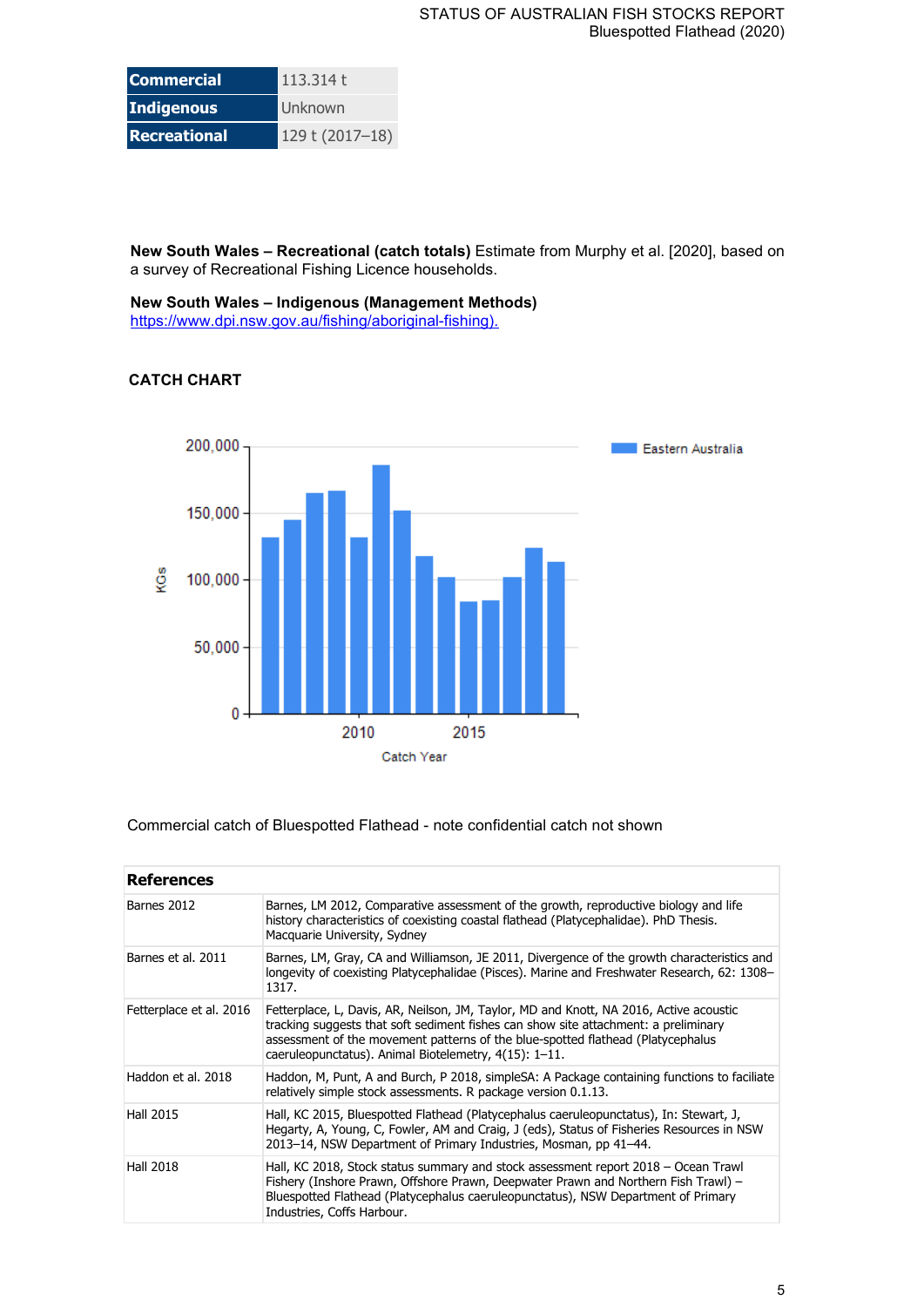| Commercial | 113.314 t |
| --- | --- |
| Indigenous | Unknown |
| Recreational | 129 t (2017–18) |

**New South Wales – Recreational (catch totals)** Estimate from Murphy et al. [2020], based on a survey of Recreational Fishing Licence households.

**New South Wales – Indigenous (Management Methods)**
https://www.dpi.nsw.gov.au/fishing/aboriginal-fishing).

## CATCH CHART

Commercial catch of Bluespotted Flathead - note confidential catch not shown

| References | |
| --- | --- |
| Barnes 2012 | Barnes, LM 2012, Comparative assessment of the growth, reproductive biology and life history characteristics of coexisting coastal flathead (Platycephalidae). PhD Thesis. Macquarie University, Sydney |
| Barnes et al. 2011 | Barnes, LM, Gray, CA and Williamson, JE 2011, Divergence of the growth characteristics and longevity of coexisting Platycephalidae (Pisces). Marine and Freshwater Research, 62: 1308–1317. |
| Fetterplace et al. 2016 | Fetterplace, L, Davis, AR, Neilson, JM, Taylor, MD and Knott, NA 2016, Active acoustic tracking suggests that soft sediment fishes can show site attachment: a preliminary assessment of the movement patterns of the blue-spotted flathead (Platycephalus caeruleopunctatus). Animal Biotelemetry, 4(15): 1–11. |
| Haddon et al. 2018 | Haddon, M, Punt, A and Burch, P 2018, simpleSA: A Package containing functions to faciliate relatively simple stock assessments. R package version 0.1.13. |
| Hall 2015 | Hall, KC 2015, Bluespotted Flathead (Platycephalus caeruleopunctatus), In: Stewart, J, Hegarty, A, Young, C, Fowler, AM and Craig, J (eds), Status of Fisheries Resources in NSW 2013–14, NSW Department of Primary Industries, Mosman, pp 41–44. |
| Hall 2018 | Hall, KC 2018, Stock status summary and stock assessment report 2018 – Ocean Trawl Fishery (Inshore Prawn, Offshore Prawn, Deepwater Prawn and Northern Fish Trawl) – Bluespotted Flathead (Platycephalus caeruleopunctatus), NSW Department of Primary Industries, Coffs Harbour. |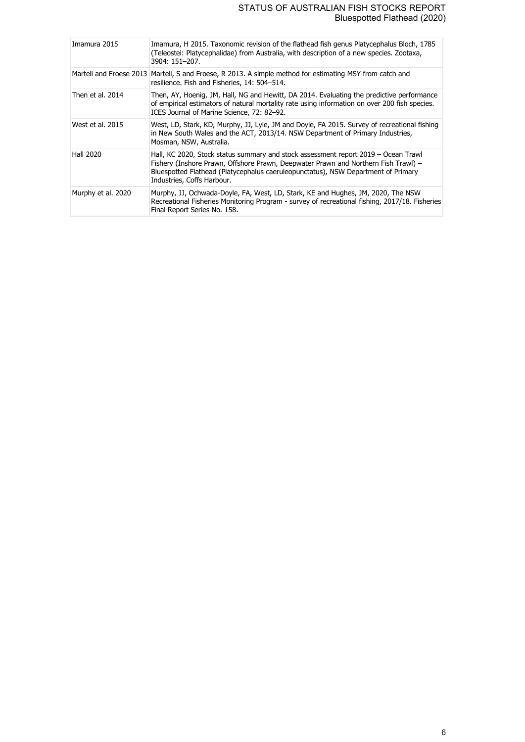| | |
|---|---|
| Imamura 2015 | Imamura, H 2015. Taxonomic revision of the flathead fish genus Platycephalus Bloch, 1785 (Teleostei: Platycephalidae) from Australia, with description of a new species. Zootaxa, 3904: 151–207. |
| Martell and Froese 2013 | Martell, S and Froese, R 2013. A simple method for estimating MSY from catch and resilience. Fish and Fisheries, 14: 504–514. |
| Then et al. 2014 | Then, AY, Hoenig, JM, Hall, NG and Hewitt, DA 2014. Evaluating the predictive performance of empirical estimators of natural mortality rate using information on over 200 fish species. ICES Journal of Marine Science, 72: 82–92. |
| West et al. 2015 | West, LD, Stark, KD, Murphy, JJ, Lyle, JM and Doyle, FA 2015. Survey of recreational fishing in New South Wales and the ACT, 2013/14. NSW Department of Primary Industries, Mosman, NSW, Australia. |
| Hall 2020 | Hall, KC 2020, Stock status summary and stock assessment report 2019 – Ocean Trawl Fishery (Inshore Prawn, Offshore Prawn, Deepwater Prawn and Northern Fish Trawl) – Bluespotted Flathead (Platycephalus caeruleopunctatus), NSW Department of Primary Industries, Coffs Harbour. |
| Murphy et al. 2020 | Murphy, JJ, Ochwada-Doyle, FA, West, LD, Stark, KE and Hughes, JM, 2020, The NSW Recreational Fisheries Monitoring Program - survey of recreational fishing, 2017/18. Fisheries Final Report Series No. 158. |